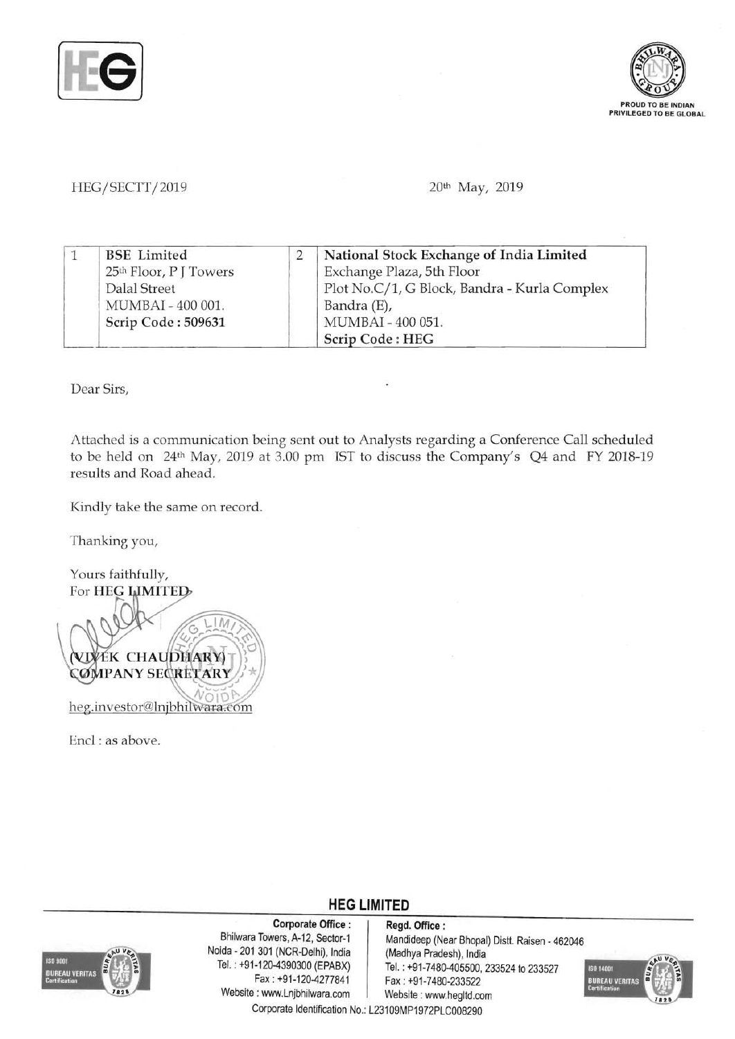HEG/SECTT/2019

20th May, 2019

| 1 | BSE Limited<br>25th Floor, P J Towers<br>Dalal Street<br>MUMBAI - 400 001.<br>**Scrip Code : 509631** | 2 | **National Stock Exchange of India Limited**<br>Exchange Plaza, 5th Floor<br>Plot No.C/1, G Block, Bandra - Kurla Complex<br>Bandra (E),<br>MUMBAI - 400 051.<br>**Scrip Code : HEG** |
|---|---|---|---|

Dear Sirs,

Attached is a communication being sent out to Analysts regarding a Conference Call scheduled to be held on 24th May, 2019 at 3.00 pm IST to discuss the Company's Q4 and FY 2018-19 results and Road ahead.

Kindly take the same on record.

Thanking you,

Yours faithfully,
For **HEG LIMITED**

**(VIVEK CHAUDHARY)**
**COMPANY SECRETARY**

heg.investor@lnjbhilwara.com

Encl : as above.

**HEG LIMITED**

**Corporate Office :**
Bhilwara Towers, A-12, Sector-1
Noida - 201 301 (NCR-Delhi), India
Tel. : +91-120-4390300 (EPABX)
Fax : +91-120-4277841
Website : www.Lnjbhilwara.com

**Regd. Office :**
Mandideep (Near Bhopal) Distt. Raisen - 462046
(Madhya Pradesh), India
Tel. : +91-7480-405500, 233524 to 233527
Fax : +91-7480-233522
Website : www.hegltd.com

Corporate Identification No.: L23109MP1972PLC008290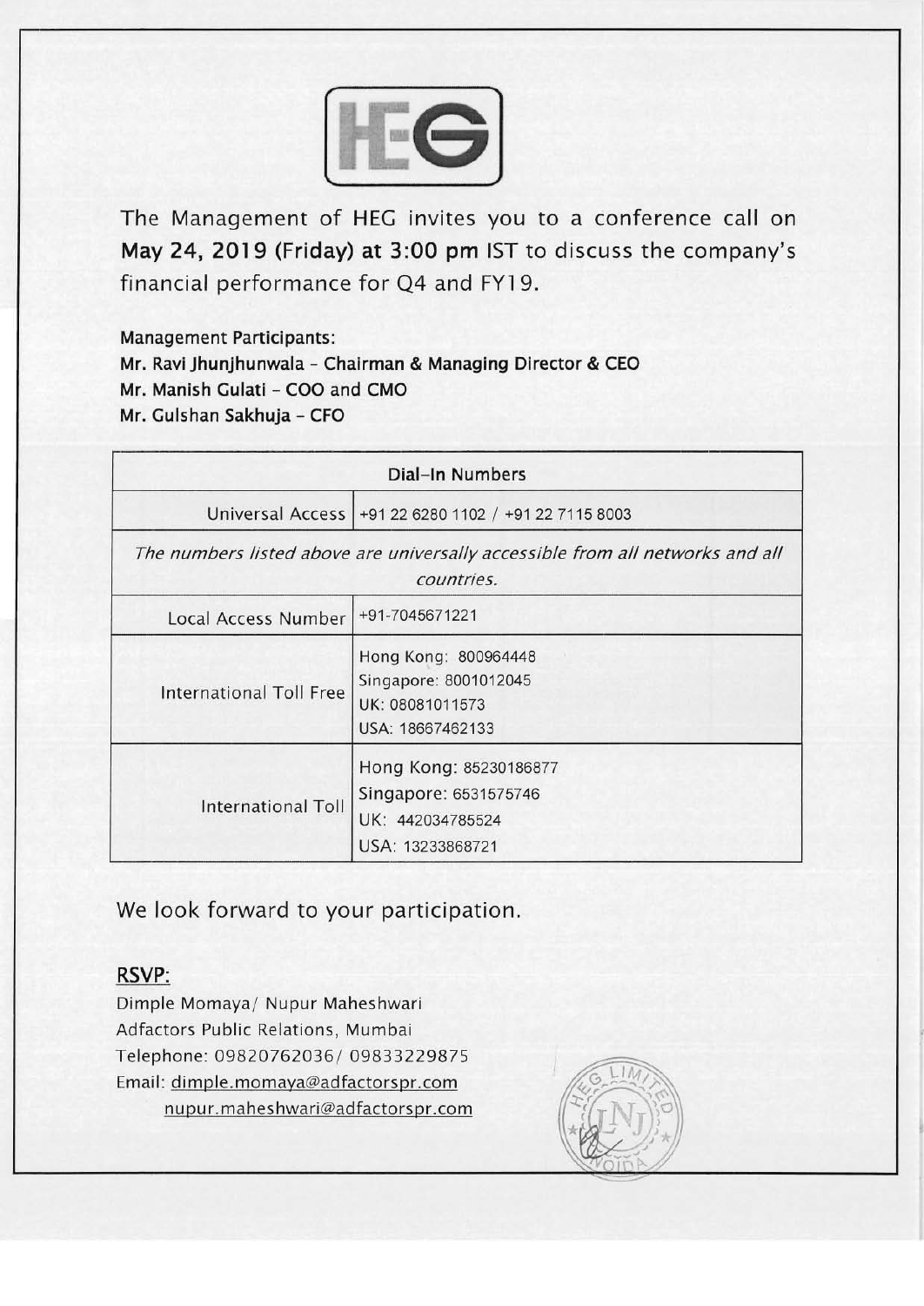The Management of HEG invites you to a conference call on **May 24, 2019 (Friday) at 3:00 pm** IST to discuss the company's financial performance for Q4 and FY19.

**Management Participants:**
**Mr. Ravi Jhunjhunwala - Chairman & Managing Director & CEO**
**Mr. Manish Gulati - COO and CMO**
**Mr. Gulshan Sakhuja - CFO**

| Dial-In Numbers | |
|---|---|
| Universal Access | +91 22 6280 1102 / +91 22 7115 8003 |
| *The numbers listed above are universally accessible from all networks and all countries.* | |
| Local Access Number | +91-7045671221 |
| International Toll Free | Hong Kong: 800964448<br>Singapore: 8001012045<br>UK: 08081011573<br>USA: 18667462133 |
| International Toll | Hong Kong: 85230186877<br>Singapore: 6531575746<br>UK: 442034785524<br>USA: 13233868721 |

We look forward to your participation.

**RSVP:**

Dimple Momaya/ Nupur Maheshwari
Adfactors Public Relations, Mumbai
Telephone: 09820762036/ 09833229875
Email: dimple.momaya@adfactorspr.com
nupur.maheshwari@adfactorspr.com